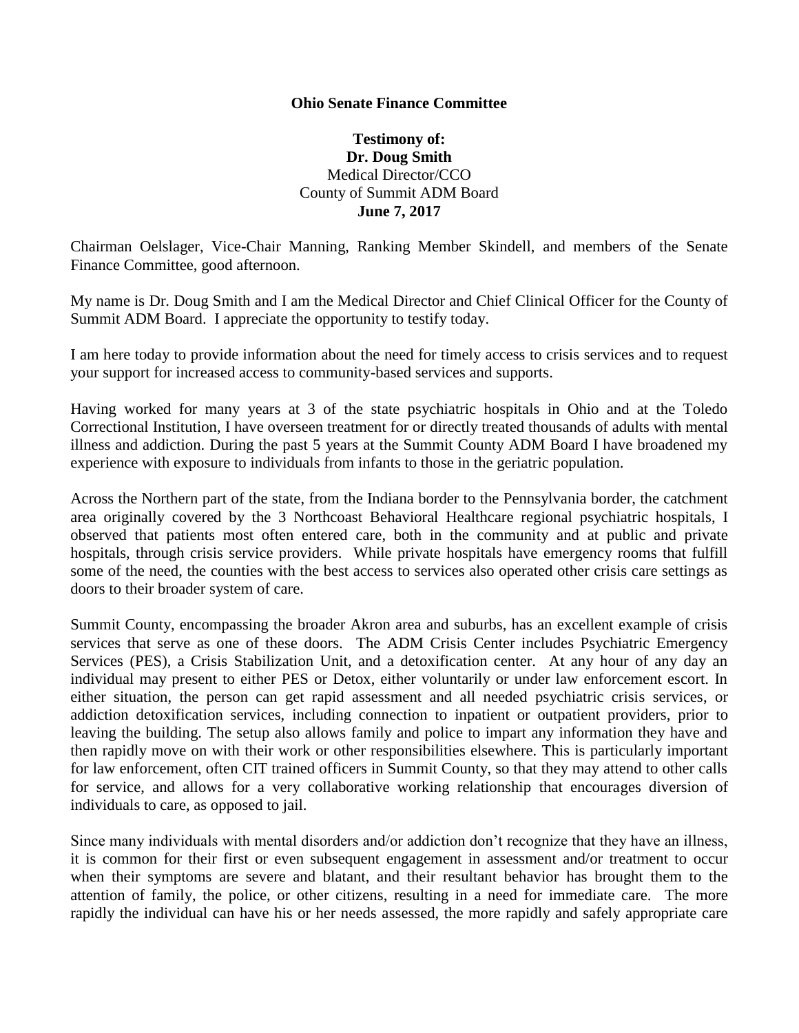**Ohio Senate Finance Committee**

**Testimony of:**
**Dr. Doug Smith**
Medical Director/CCO
County of Summit ADM Board
**June 7, 2017**

Chairman Oelslager, Vice-Chair Manning, Ranking Member Skindell, and members of the Senate Finance Committee, good afternoon.

My name is Dr. Doug Smith and I am the Medical Director and Chief Clinical Officer for the County of Summit ADM Board. I appreciate the opportunity to testify today.

I am here today to provide information about the need for timely access to crisis services and to request your support for increased access to community-based services and supports.

Having worked for many years at 3 of the state psychiatric hospitals in Ohio and at the Toledo Correctional Institution, I have overseen treatment for or directly treated thousands of adults with mental illness and addiction. During the past 5 years at the Summit County ADM Board I have broadened my experience with exposure to individuals from infants to those in the geriatric population.

Across the Northern part of the state, from the Indiana border to the Pennsylvania border, the catchment area originally covered by the 3 Northcoast Behavioral Healthcare regional psychiatric hospitals, I observed that patients most often entered care, both in the community and at public and private hospitals, through crisis service providers. While private hospitals have emergency rooms that fulfill some of the need, the counties with the best access to services also operated other crisis care settings as doors to their broader system of care.

Summit County, encompassing the broader Akron area and suburbs, has an excellent example of crisis services that serve as one of these doors. The ADM Crisis Center includes Psychiatric Emergency Services (PES), a Crisis Stabilization Unit, and a detoxification center. At any hour of any day an individual may present to either PES or Detox, either voluntarily or under law enforcement escort. In either situation, the person can get rapid assessment and all needed psychiatric crisis services, or addiction detoxification services, including connection to inpatient or outpatient providers, prior to leaving the building. The setup also allows family and police to impart any information they have and then rapidly move on with their work or other responsibilities elsewhere. This is particularly important for law enforcement, often CIT trained officers in Summit County, so that they may attend to other calls for service, and allows for a very collaborative working relationship that encourages diversion of individuals to care, as opposed to jail.

Since many individuals with mental disorders and/or addiction don't recognize that they have an illness, it is common for their first or even subsequent engagement in assessment and/or treatment to occur when their symptoms are severe and blatant, and their resultant behavior has brought them to the attention of family, the police, or other citizens, resulting in a need for immediate care. The more rapidly the individual can have his or her needs assessed, the more rapidly and safely appropriate care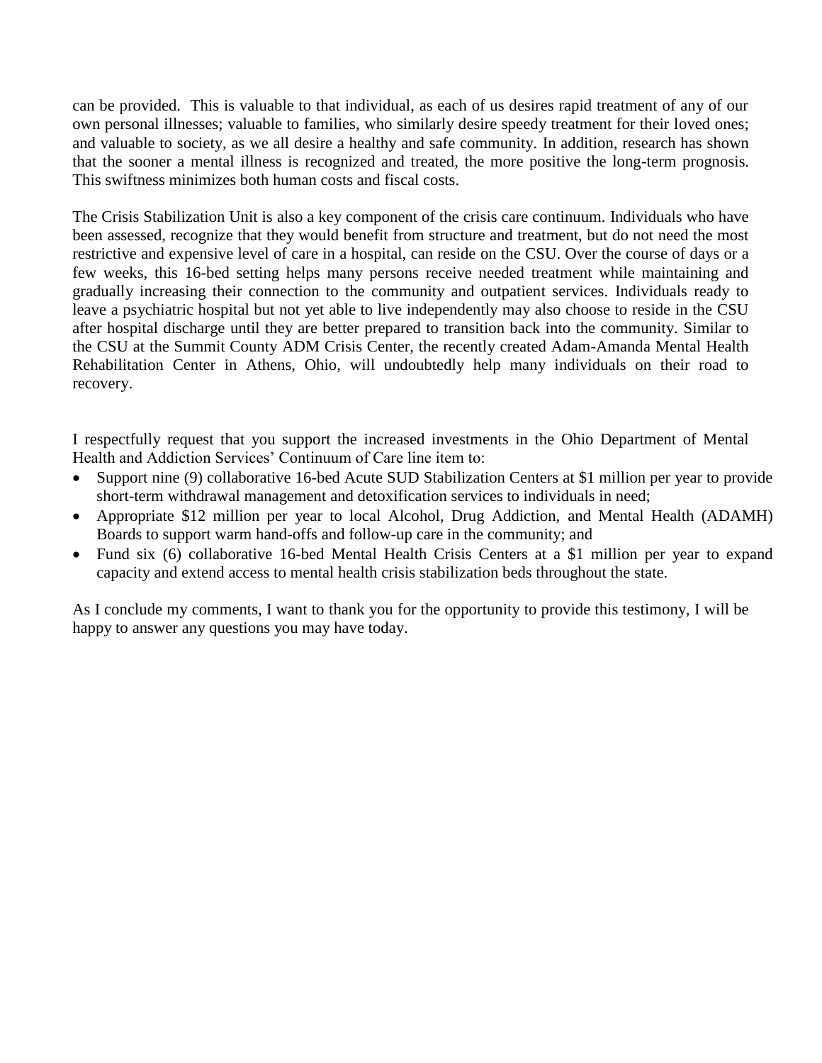can be provided. This is valuable to that individual, as each of us desires rapid treatment of any of our own personal illnesses; valuable to families, who similarly desire speedy treatment for their loved ones; and valuable to society, as we all desire a healthy and safe community. In addition, research has shown that the sooner a mental illness is recognized and treated, the more positive the long-term prognosis. This swiftness minimizes both human costs and fiscal costs.

The Crisis Stabilization Unit is also a key component of the crisis care continuum. Individuals who have been assessed, recognize that they would benefit from structure and treatment, but do not need the most restrictive and expensive level of care in a hospital, can reside on the CSU. Over the course of days or a few weeks, this 16-bed setting helps many persons receive needed treatment while maintaining and gradually increasing their connection to the community and outpatient services. Individuals ready to leave a psychiatric hospital but not yet able to live independently may also choose to reside in the CSU after hospital discharge until they are better prepared to transition back into the community. Similar to the CSU at the Summit County ADM Crisis Center, the recently created Adam-Amanda Mental Health Rehabilitation Center in Athens, Ohio, will undoubtedly help many individuals on their road to recovery.

I respectfully request that you support the increased investments in the Ohio Department of Mental Health and Addiction Services' Continuum of Care line item to:

- Support nine (9) collaborative 16-bed Acute SUD Stabilization Centers at $1 million per year to provide short-term withdrawal management and detoxification services to individuals in need;
- Appropriate $12 million per year to local Alcohol, Drug Addiction, and Mental Health (ADAMH) Boards to support warm hand-offs and follow-up care in the community; and
- Fund six (6) collaborative 16-bed Mental Health Crisis Centers at a $1 million per year to expand capacity and extend access to mental health crisis stabilization beds throughout the state.

As I conclude my comments, I want to thank you for the opportunity to provide this testimony, I will be happy to answer any questions you may have today.